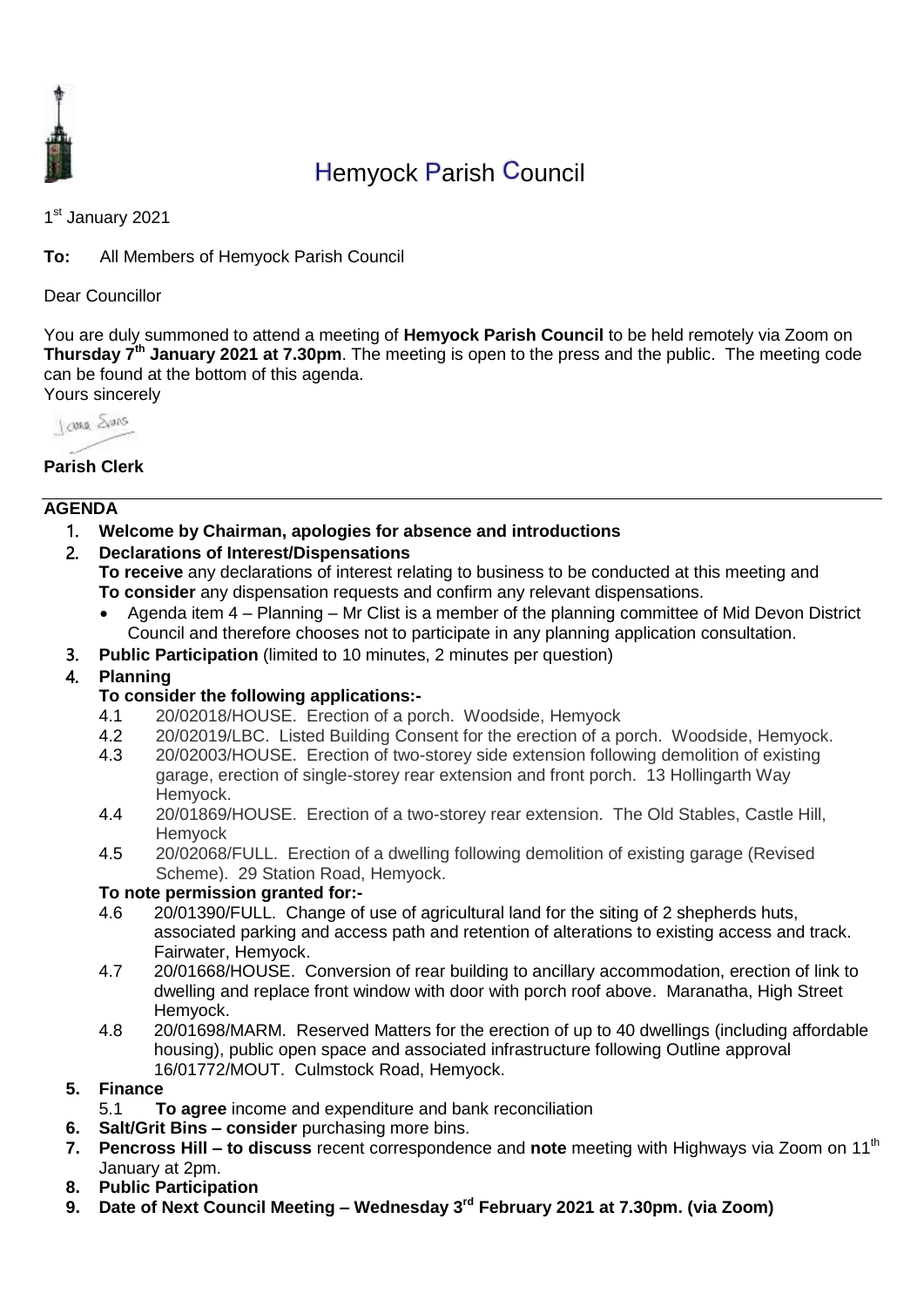# Hemyock Parish Council

1st January 2021

**To:** All Members of Hemyock Parish Council

Dear Councillor

You are duly summoned to attend a meeting of **Hemyock Parish Council** to be held remotely via Zoom on **Thursday 7th January 2021 at 7.30pm**. The meeting is open to the press and the public. The meeting code can be found at the bottom of this agenda.

Yours sincerely

**Parish Clerk**

---

## AGENDA

1. **Welcome by Chairman, apologies for absence and introductions**
2. **Declarations of Interest/Dispensations**
   **To receive** any declarations of interest relating to business to be conducted at this meeting and **To consider** any dispensation requests and confirm any relevant dispensations.
   - Agenda item 4 – Planning – Mr Clist is a member of the planning committee of Mid Devon District Council and therefore chooses not to participate in any planning application consultation.
3. **Public Participation** (limited to 10 minutes, 2 minutes per question)
4. **Planning**

   **To consider the following applications:-**

   4.1 20/02018/HOUSE. Erection of a porch. Woodside, Hemyock

   4.2 20/02019/LBC. Listed Building Consent for the erection of a porch. Woodside, Hemyock.

   4.3 20/02003/HOUSE. Erection of two-storey side extension following demolition of existing garage, erection of single-storey rear extension and front porch. 13 Hollingarth Way Hemyock.

   4.4 20/01869/HOUSE. Erection of a two-storey rear extension. The Old Stables, Castle Hill, Hemyock

   4.5 20/02068/FULL. Erection of a dwelling following demolition of existing garage (Revised Scheme). 29 Station Road, Hemyock.

   **To note permission granted for:-**

   4.6 20/01390/FULL. Change of use of agricultural land for the siting of 2 shepherds huts, associated parking and access path and retention of alterations to existing access and track. Fairwater, Hemyock.

   4.7 20/01668/HOUSE. Conversion of rear building to ancillary accommodation, erection of link to dwelling and replace front window with door with porch roof above. Maranatha, High Street Hemyock.

   4.8 20/01698/MARM. Reserved Matters for the erection of up to 40 dwellings (including affordable housing), public open space and associated infrastructure following Outline approval 16/01772/MOUT. Culmstock Road, Hemyock.
5. **Finance**

   5.1 **To agree** income and expenditure and bank reconciliation
6. **Salt/Grit Bins – consider** purchasing more bins.
7. **Pencross Hill – to discuss** recent correspondence and **note** meeting with Highways via Zoom on 11th January at 2pm.
8. **Public Participation**
9. **Date of Next Council Meeting – Wednesday 3rd February 2021 at 7.30pm. (via Zoom)**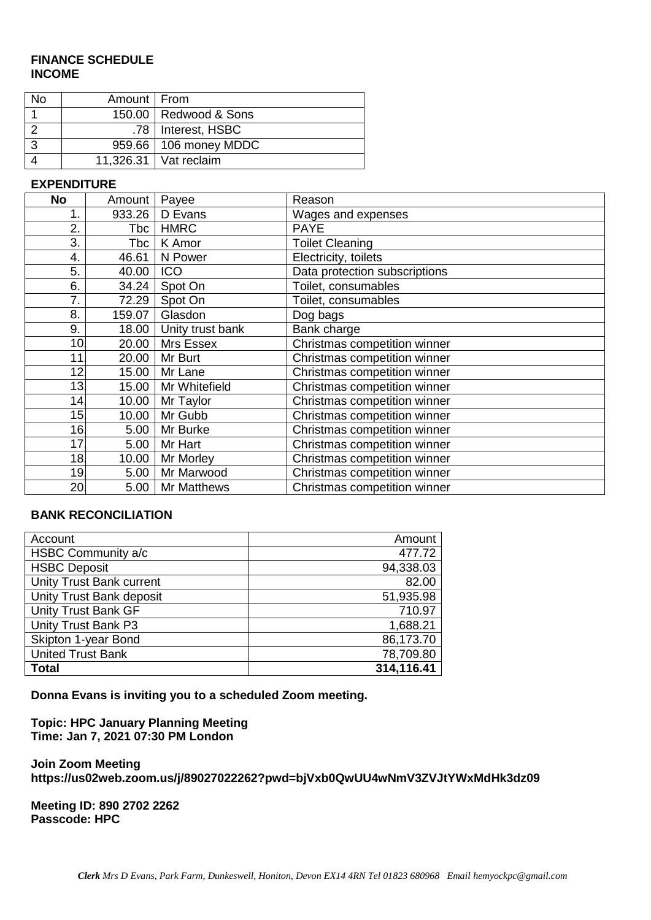**FINANCE SCHEDULE**
**INCOME**

| No | Amount | From |
|---|---|---|
| 1 | 150.00 | Redwood & Sons |
| 2 | .78 | Interest, HSBC |
| 3 | 959.66 | 106 money MDDC |
| 4 | 11,326.31 | Vat reclaim |

**EXPENDITURE**

| No | Amount | Payee | Reason |
|---|---|---|---|
| 1. | 933.26 | D Evans | Wages and expenses |
| 2. | Tbc | HMRC | PAYE |
| 3. | Tbc | K Amor | Toilet Cleaning |
| 4. | 46.61 | N Power | Electricity, toilets |
| 5. | 40.00 | ICO | Data protection subscriptions |
| 6. | 34.24 | Spot On | Toilet, consumables |
| 7. | 72.29 | Spot On | Toilet, consumables |
| 8. | 159.07 | Glasdon | Dog bags |
| 9. | 18.00 | Unity trust bank | Bank charge |
| 10. | 20.00 | Mrs Essex | Christmas competition winner |
| 11. | 20.00 | Mr Burt | Christmas competition winner |
| 12. | 15.00 | Mr Lane | Christmas competition winner |
| 13. | 15.00 | Mr Whitefield | Christmas competition winner |
| 14. | 10.00 | Mr Taylor | Christmas competition winner |
| 15. | 10.00 | Mr Gubb | Christmas competition winner |
| 16. | 5.00 | Mr Burke | Christmas competition winner |
| 17. | 5.00 | Mr Hart | Christmas competition winner |
| 18. | 10.00 | Mr Morley | Christmas competition winner |
| 19. | 5.00 | Mr Marwood | Christmas competition winner |
| 20. | 5.00 | Mr Matthews | Christmas competition winner |

**BANK RECONCILIATION**

| Account | Amount |
|---|---|
| HSBC Community a/c | 477.72 |
| HSBC Deposit | 94,338.03 |
| Unity Trust Bank current | 82.00 |
| Unity Trust Bank deposit | 51,935.98 |
| Unity Trust Bank GF | 710.97 |
| Unity Trust Bank P3 | 1,688.21 |
| Skipton 1-year Bond | 86,173.70 |
| United Trust Bank | 78,709.80 |
| **Total** | **314,116.41** |

**Donna Evans is inviting you to a scheduled Zoom meeting.**

**Topic: HPC January Planning Meeting**
**Time: Jan 7, 2021 07:30 PM London**

**Join Zoom Meeting**
**https://us02web.zoom.us/j/89027022262?pwd=bjVxb0QwUU4wNmV3ZVJtYWxMdHk3dz09**

**Meeting ID: 890 2702 2262**
**Passcode: HPC**

***Clerk** Mrs D Evans, Park Farm, Dunkeswell, Honiton, Devon EX14 4RN Tel 01823 680968 Email hemyockpc@gmail.com*